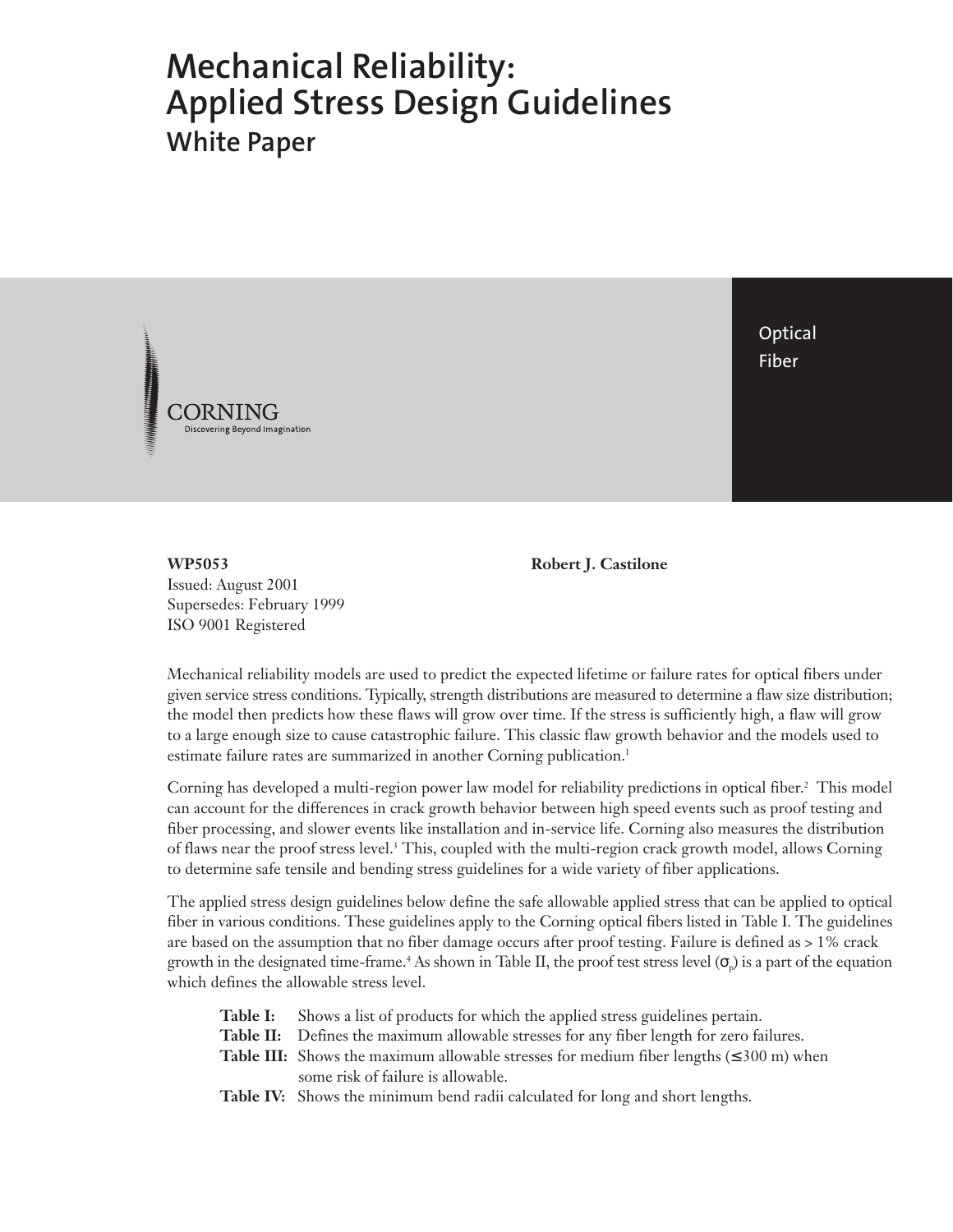# Mechanical Reliability: Applied Stress Design Guidelines

## White Paper

Optical Fiber

CORNING
Discovering Beyond Imagination

**WP5053**
Issued: August 2001
Supersedes: February 1999
ISO 9001 Registered

**Robert J. Castilone**

Mechanical reliability models are used to predict the expected lifetime or failure rates for optical fibers under given service stress conditions. Typically, strength distributions are measured to determine a flaw size distribution; the model then predicts how these flaws will grow over time. If the stress is sufficiently high, a flaw will grow to a large enough size to cause catastrophic failure. This classic flaw growth behavior and the models used to estimate failure rates are summarized in another Corning publication.[1]

Corning has developed a multi-region power law model for reliability predictions in optical fiber.[2] This model can account for the differences in crack growth behavior between high speed events such as proof testing and fiber processing, and slower events like installation and in-service life. Corning also measures the distribution of flaws near the proof stress level.[3] This, coupled with the multi-region crack growth model, allows Corning to determine safe tensile and bending stress guidelines for a wide variety of fiber applications.

The applied stress design guidelines below define the safe allowable applied stress that can be applied to optical fiber in various conditions. These guidelines apply to the Corning optical fibers listed in Table I. The guidelines are based on the assumption that no fiber damage occurs after proof testing. Failure is defined as > 1% crack growth in the designated time-frame.[4] As shown in Table II, the proof test stress level ($\sigma_p$) is a part of the equation which defines the allowable stress level.

- **Table I:** Shows a list of products for which the applied stress guidelines pertain.
- **Table II:** Defines the maximum allowable stresses for any fiber length for zero failures.
- **Table III:** Shows the maximum allowable stresses for medium fiber lengths (≤300 m) when some risk of failure is allowable.
- **Table IV:** Shows the minimum bend radii calculated for long and short lengths.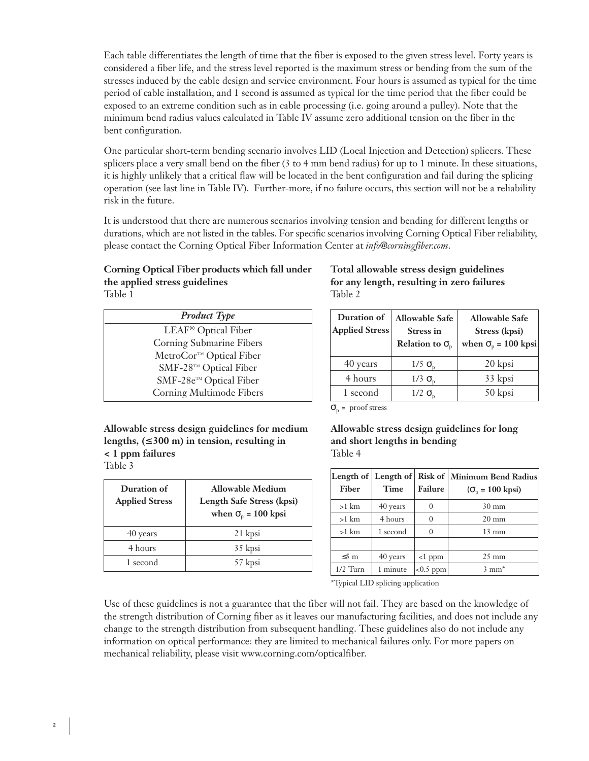Each table differentiates the length of time that the fiber is exposed to the given stress level. Forty years is considered a fiber life, and the stress level reported is the maximum stress or bending from the sum of the stresses induced by the cable design and service environment. Four hours is assumed as typical for the time period of cable installation, and 1 second is assumed as typical for the time period that the fiber could be exposed to an extreme condition such as in cable processing (i.e. going around a pulley). Note that the minimum bend radius values calculated in Table IV assume zero additional tension on the fiber in the bent configuration.

One particular short-term bending scenario involves LID (Local Injection and Detection) splicers. These splicers place a very small bend on the fiber (3 to 4 mm bend radius) for up to 1 minute. In these situations, it is highly unlikely that a critical flaw will be located in the bent configuration and fail during the splicing operation (see last line in Table IV). Further-more, if no failure occurs, this section will not be a reliability risk in the future.

It is understood that there are numerous scenarios involving tension and bending for different lengths or durations, which are not listed in the tables. For specific scenarios involving Corning Optical Fiber reliability, please contact the Corning Optical Fiber Information Center at *info@corningfiber.com*.

**Corning Optical Fiber products which fall under the applied stress guidelines**
Table 1

| *Product Type* |
|---|
| LEAF® Optical Fiber |
| Corning Submarine Fibers |
| MetroCor™ Optical Fiber |
| SMF-28™ Optical Fiber |
| SMF-28e™ Optical Fiber |
| Corning Multimode Fibers |

**Total allowable stress design guidelines for any length, resulting in zero failures**
Table 2

| Duration of Applied Stress | Allowable Safe Stress in Relation to $\sigma_p$ | Allowable Safe Stress (kpsi) when $\sigma_p$ = 100 kpsi |
|---|---|---|
| 40 years | 1/5 $\sigma_p$ | 20 kpsi |
| 4 hours | 1/3 $\sigma_p$ | 33 kpsi |
| 1 second | 1/2 $\sigma_p$ | 50 kpsi |

$\sigma_p$ = proof stress

**Allowable stress design guidelines for medium lengths, (≤300 m) in tension, resulting in < 1 ppm failures**
Table 3

| Duration of Applied Stress | Allowable Medium Length Safe Stress (kpsi) when $\sigma_p$ = 100 kpsi |
|---|---|
| 40 years | 21 kpsi |
| 4 hours | 35 kpsi |
| 1 second | 57 kpsi |

**Allowable stress design guidelines for long and short lengths in bending**
Table 4

| Length of Fiber | Length of Time | Risk of Failure | Minimum Bend Radius ($\sigma_p$ = 100 kpsi) |
|---|---|---|---|
| >1 km | 40 years | 0 | 30 mm |
| >1 km | 4 hours | 0 | 20 mm |
| >1 km | 1 second | 0 | 13 mm |
| | | | |
| ≤ m | 40 years | <1 ppm | 25 mm |
| 1/2 Turn | 1 minute | <0.5 ppm | 3 mm* |

*Typical LID splicing application

Use of these guidelines is not a guarantee that the fiber will not fail. They are based on the knowledge of the strength distribution of Corning fiber as it leaves our manufacturing facilities, and does not include any change to the strength distribution from subsequent handling. These guidelines also do not include any information on optical performance: they are limited to mechanical failures only. For more papers on mechanical reliability, please visit www.corning.com/opticalfiber.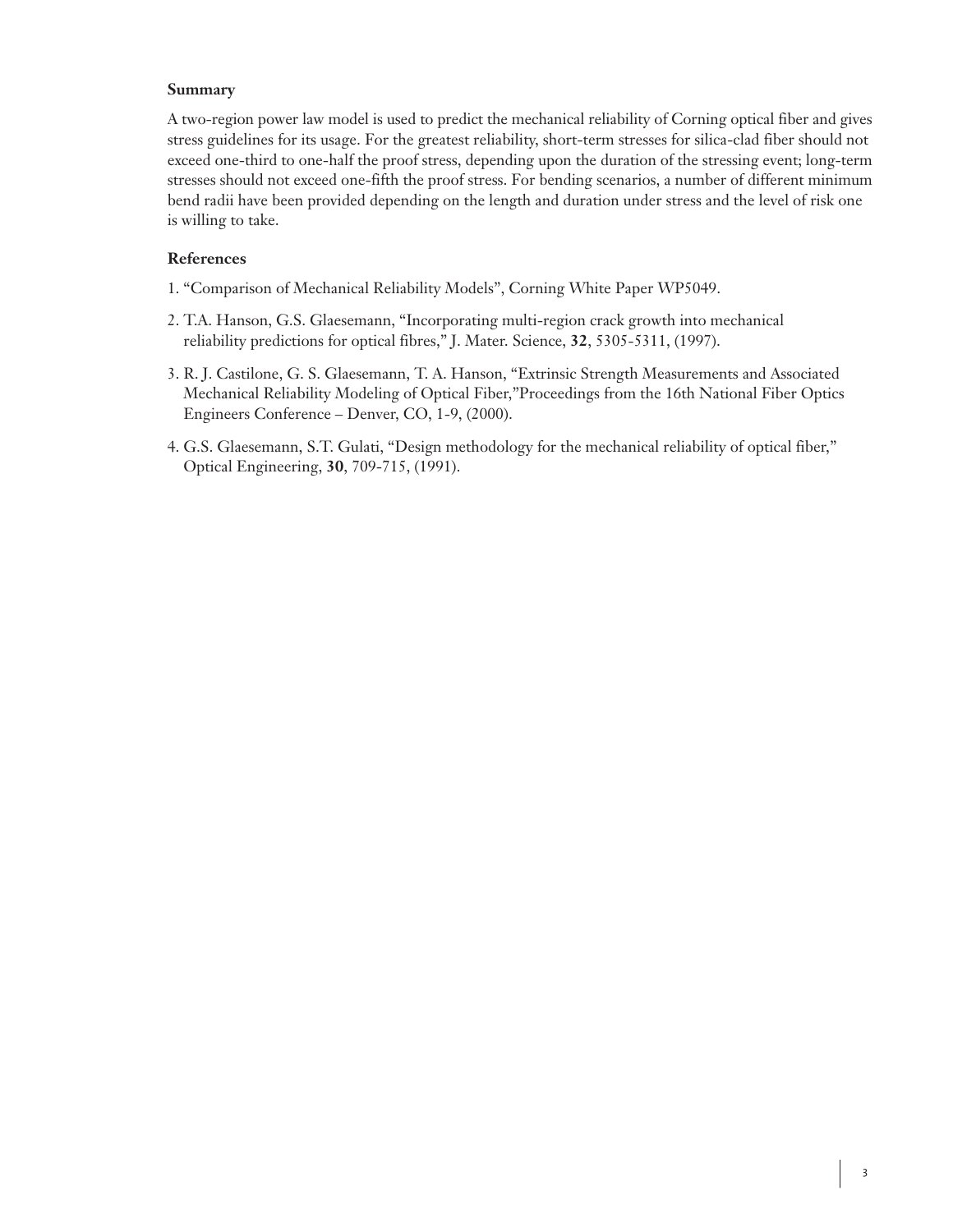## Summary

A two-region power law model is used to predict the mechanical reliability of Corning optical fiber and gives stress guidelines for its usage. For the greatest reliability, short-term stresses for silica-clad fiber should not exceed one-third to one-half the proof stress, depending upon the duration of the stressing event; long-term stresses should not exceed one-fifth the proof stress. For bending scenarios, a number of different minimum bend radii have been provided depending on the length and duration under stress and the level of risk one is willing to take.

## References

1. "Comparison of Mechanical Reliability Models", Corning White Paper WP5049.
2. T.A. Hanson, G.S. Glaesemann, "Incorporating multi-region crack growth into mechanical reliability predictions for optical fibres," J. Mater. Science, **32**, 5305-5311, (1997).
3. R. J. Castilone, G. S. Glaesemann, T. A. Hanson, "Extrinsic Strength Measurements and Associated Mechanical Reliability Modeling of Optical Fiber,"Proceedings from the 16th National Fiber Optics Engineers Conference – Denver, CO, 1-9, (2000).
4. G.S. Glaesemann, S.T. Gulati, "Design methodology for the mechanical reliability of optical fiber," Optical Engineering, **30**, 709-715, (1991).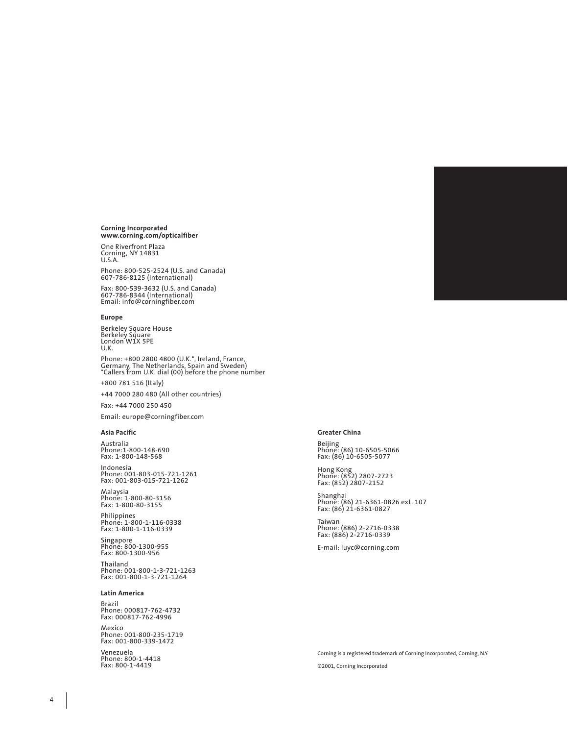**Corning Incorporated**
**www.corning.com/opticalfiber**

One Riverfront Plaza
Corning, NY 14831
U.S.A.

Phone: 800-525-2524 (U.S. and Canada)
607-786-8125 (International)

Fax: 800-539-3632 (U.S. and Canada)
607-786-8344 (International)
Email: info@corningfiber.com

**Europe**

Berkeley Square House
Berkeley Square
London W1X 5PE
U.K.

Phone: +800 2800 4800 (U.K.*, Ireland, France, Germany, The Netherlands, Spain and Sweden)
*Callers from U.K. dial (00) before the phone number

+800 781 516 (Italy)

+44 7000 280 480 (All other countries)

Fax: +44 7000 250 450

Email: europe@corningfiber.com

**Asia Pacific**

Australia
Phone:1-800-148-690
Fax: 1-800-148-568

Indonesia
Phone: 001-803-015-721-1261
Fax: 001-803-015-721-1262

Malaysia
Phone: 1-800-80-3156
Fax: 1-800-80-3155

Philippines
Phone: 1-800-1-116-0338
Fax: 1-800-1-116-0339

Singapore
Phone: 800-1300-955
Fax: 800-1300-956

Thailand
Phone: 001-800-1-3-721-1263
Fax: 001-800-1-3-721-1264

**Latin America**

Brazil
Phone: 000817-762-4732
Fax: 000817-762-4996

Mexico
Phone: 001-800-235-1719
Fax: 001-800-339-1472

Venezuela
Phone: 800-1-4418
Fax: 800-1-4419

**Greater China**

Beijing
Phone: (86) 10-6505-5066
Fax: (86) 10-6505-5077

Hong Kong
Phone: (852) 2807-2723
Fax: (852) 2807-2152

Shanghai
Phone: (86) 21-6361-0826 ext. 107
Fax: (86) 21-6361-0827

Taiwan
Phone: (886) 2-2716-0338
Fax: (886) 2-2716-0339

E-mail: luyc@corning.com

Corning is a registered trademark of Corning Incorporated, Corning, N.Y.

©2001, Corning Incorporated